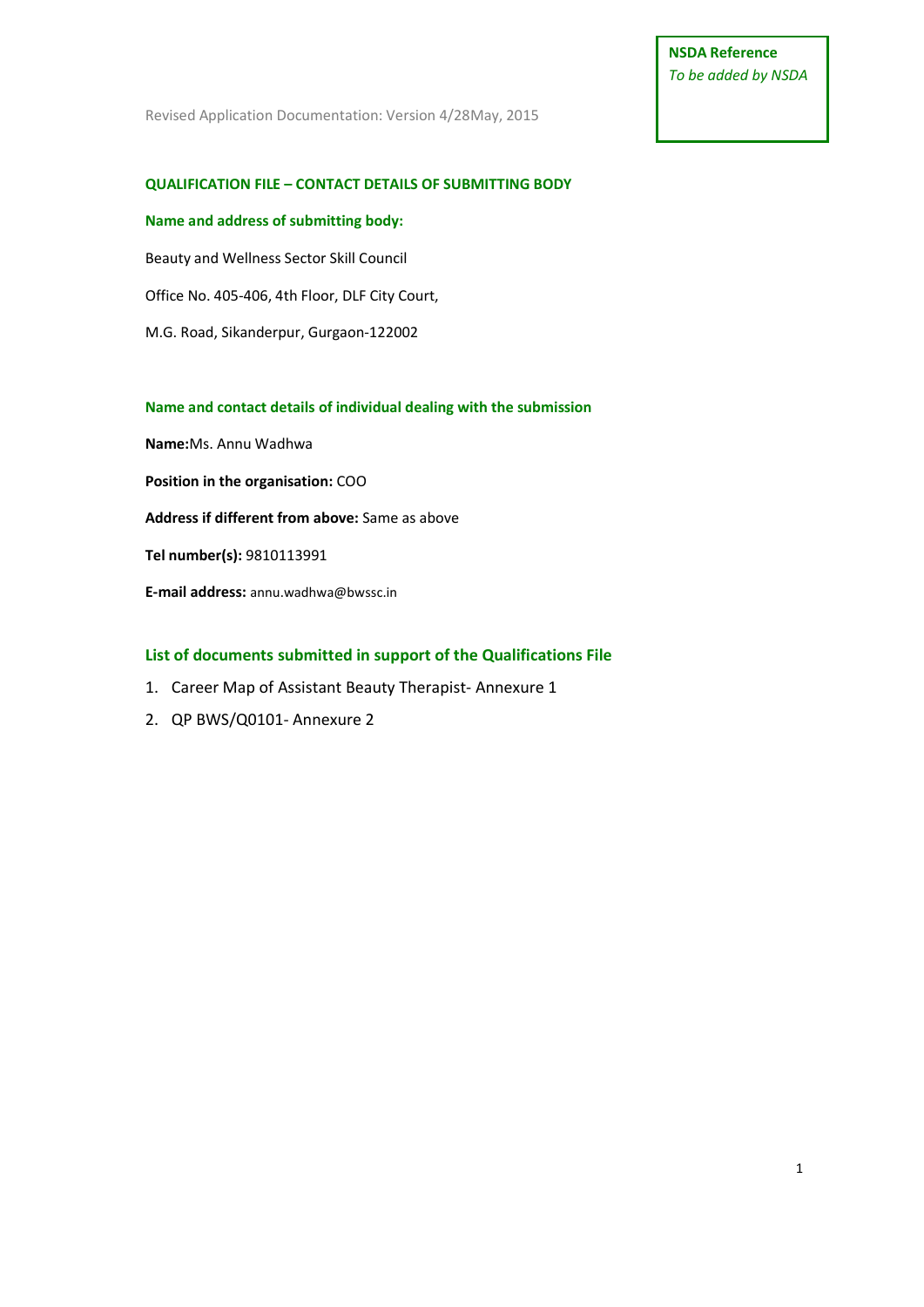**NSDA Reference**
*To be added by NSDA*

Revised Application Documentation: Version 4/28May, 2015

## QUALIFICATION FILE – CONTACT DETAILS OF SUBMITTING BODY

### Name and address of submitting body:

Beauty and Wellness Sector Skill Council

Office No. 405-406, 4th Floor, DLF City Court,

M.G. Road, Sikanderpur, Gurgaon-122002

### Name and contact details of individual dealing with the submission

**Name:**Ms. Annu Wadhwa

**Position in the organisation:** COO

**Address if different from above:** Same as above

**Tel number(s):** 9810113991

**E-mail address:** annu.wadhwa@bwssc.in

### List of documents submitted in support of the Qualifications File

1. Career Map of Assistant Beauty Therapist- Annexure 1
2. QP BWS/Q0101- Annexure 2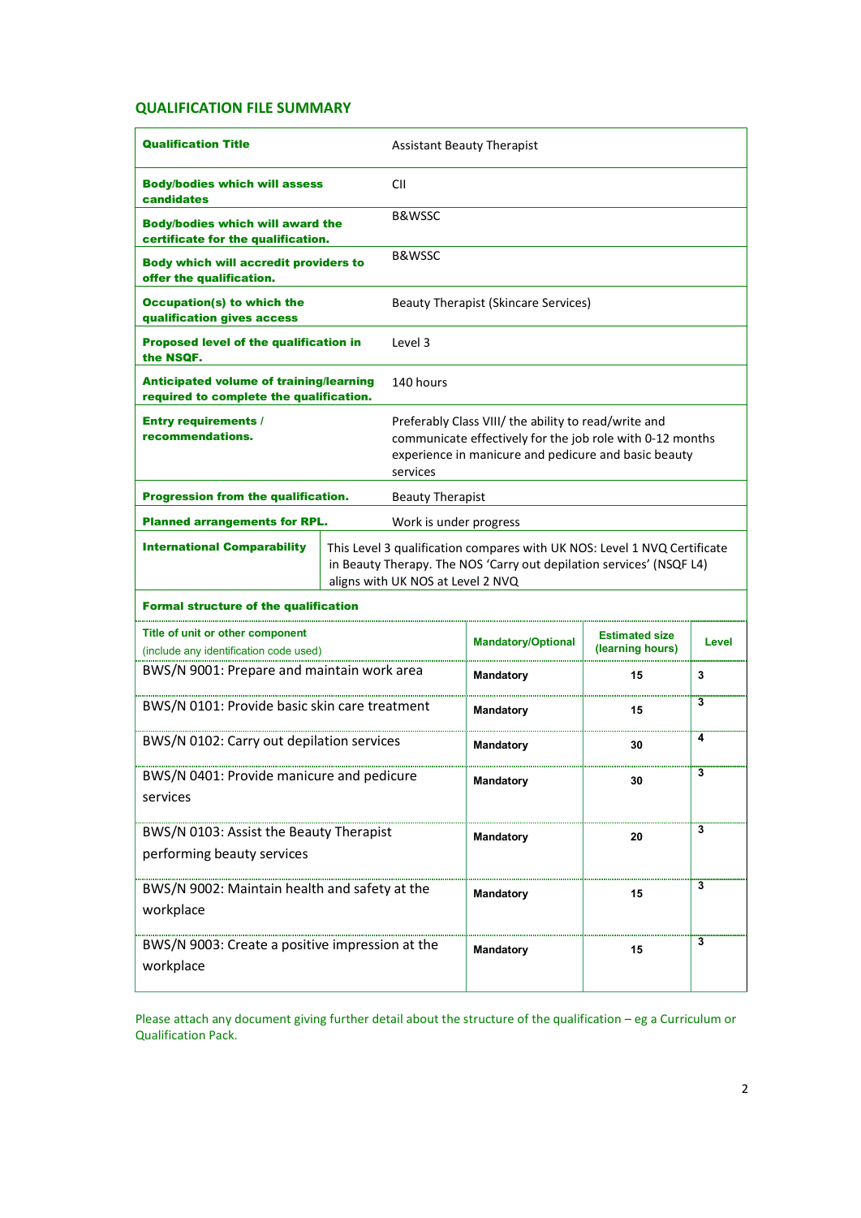## QUALIFICATION FILE SUMMARY

| | |
|---|---|
| **Qualification Title** | Assistant Beauty Therapist |
| **Body/bodies which will assess candidates** | CII |
| **Body/bodies which will award the certificate for the qualification.** | B&WSSC |
| **Body which will accredit providers to offer the qualification.** | B&WSSC |
| **Occupation(s) to which the qualification gives access** | Beauty Therapist (Skincare Services) |
| **Proposed level of the qualification in the NSQF.** | Level 3 |
| **Anticipated volume of training/learning required to complete the qualification.** | 140 hours |
| **Entry requirements / recommendations.** | Preferably Class VIII/ the ability to read/write and communicate effectively for the job role with 0-12 months experience in manicure and pedicure and basic beauty services |
| **Progression from the qualification.** | Beauty Therapist |
| **Planned arrangements for RPL.** | Work is under progress |
| **International Comparability** | This Level 3 qualification compares with UK NOS: Level 1 NVQ Certificate in Beauty Therapy. The NOS 'Carry out depilation services' (NSQF L4) aligns with UK NOS at Level 2 NVQ |

**Formal structure of the qualification**

| Title of unit or other component (include any identification code used) | Mandatory/Optional | Estimated size (learning hours) | Level |
|---|---|---|---|
| BWS/N 9001: Prepare and maintain work area | Mandatory | 15 | 3 |
| BWS/N 0101: Provide basic skin care treatment | Mandatory | 15 | 3 |
| BWS/N 0102: Carry out depilation services | Mandatory | 30 | 4 |
| BWS/N 0401: Provide manicure and pedicure services | Mandatory | 30 | 3 |
| BWS/N 0103: Assist the Beauty Therapist performing beauty services | Mandatory | 20 | 3 |
| BWS/N 9002: Maintain health and safety at the workplace | Mandatory | 15 | 3 |
| BWS/N 9003: Create a positive impression at the workplace | Mandatory | 15 | 3 |

Please attach any document giving further detail about the structure of the qualification – eg a Curriculum or Qualification Pack.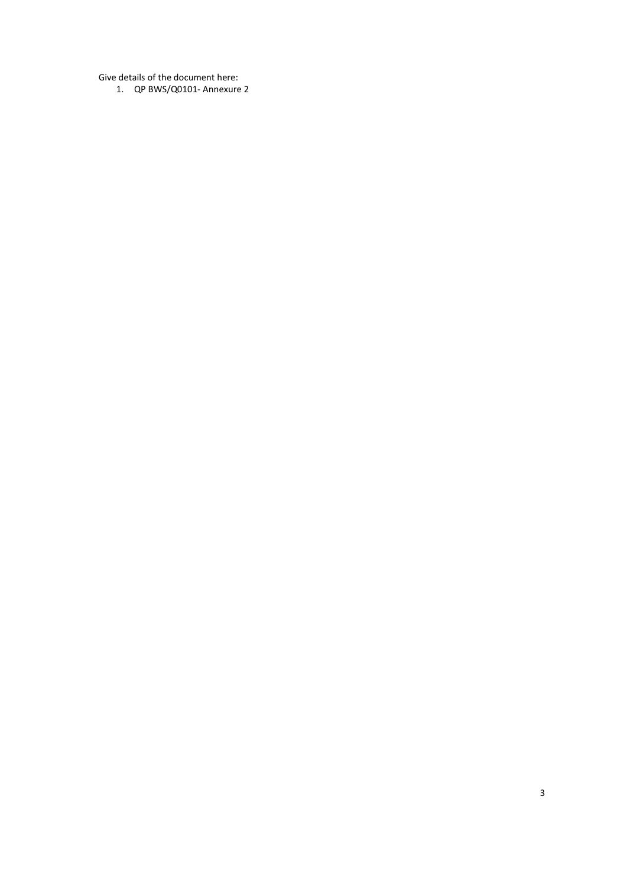Give details of the document here:

1. QP BWS/Q0101- Annexure 2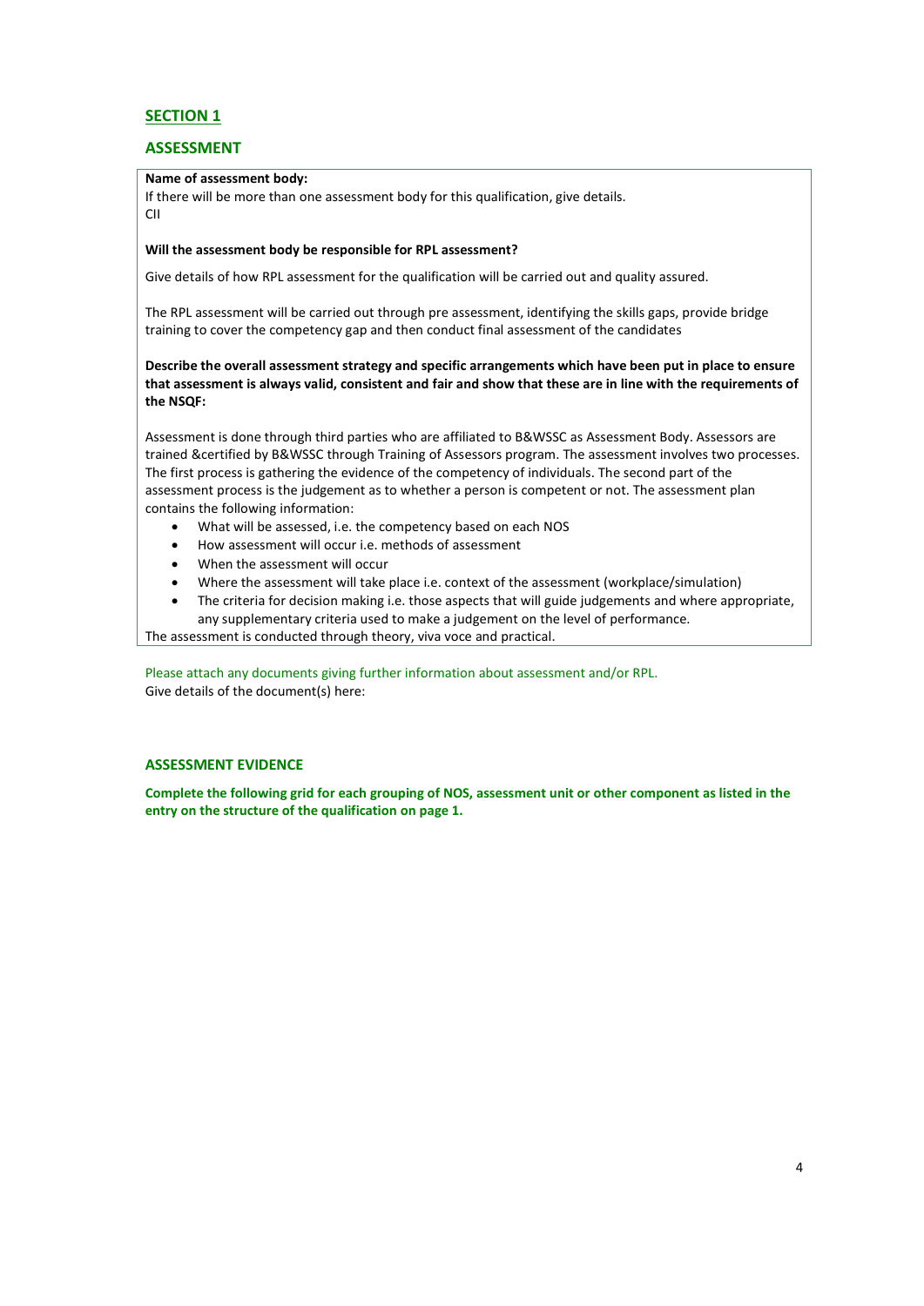## SECTION 1

## ASSESSMENT

**Name of assessment body:**

If there will be more than one assessment body for this qualification, give details.

CII

**Will the assessment body be responsible for RPL assessment?**

Give details of how RPL assessment for the qualification will be carried out and quality assured.

The RPL assessment will be carried out through pre assessment, identifying the skills gaps, provide bridge training to cover the competency gap and then conduct final assessment of the candidates

**Describe the overall assessment strategy and specific arrangements which have been put in place to ensure that assessment is always valid, consistent and fair and show that these are in line with the requirements of the NSQF:**

Assessment is done through third parties who are affiliated to B&WSSC as Assessment Body. Assessors are trained &certified by B&WSSC through Training of Assessors program. The assessment involves two processes. The first process is gathering the evidence of the competency of individuals. The second part of the assessment process is the judgement as to whether a person is competent or not. The assessment plan contains the following information:

- What will be assessed, i.e. the competency based on each NOS
- How assessment will occur i.e. methods of assessment
- When the assessment will occur
- Where the assessment will take place i.e. context of the assessment (workplace/simulation)
- The criteria for decision making i.e. those aspects that will guide judgements and where appropriate, any supplementary criteria used to make a judgement on the level of performance.

The assessment is conducted through theory, viva voce and practical.

Please attach any documents giving further information about assessment and/or RPL.

Give details of the document(s) here:

### ASSESSMENT EVIDENCE

**Complete the following grid for each grouping of NOS, assessment unit or other component as listed in the entry on the structure of the qualification on page 1.**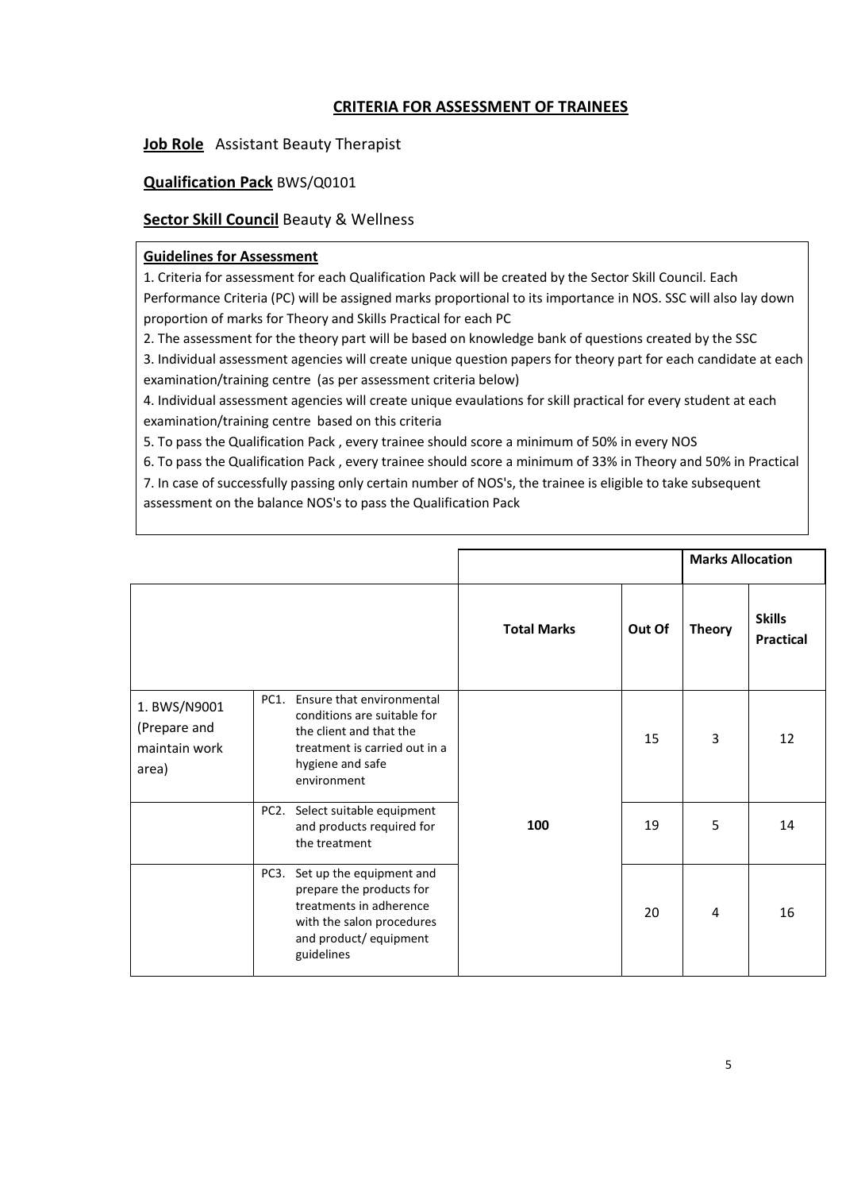## CRITERIA FOR ASSESSMENT OF TRAINEES

**Job Role** Assistant Beauty Therapist

**Qualification Pack** BWS/Q0101

**Sector Skill Council** Beauty & Wellness

**Guidelines for Assessment**

1. Criteria for assessment for each Qualification Pack will be created by the Sector Skill Council. Each Performance Criteria (PC) will be assigned marks proportional to its importance in NOS. SSC will also lay down proportion of marks for Theory and Skills Practical for each PC
2. The assessment for the theory part will be based on knowledge bank of questions created by the SSC
3. Individual assessment agencies will create unique question papers for theory part for each candidate at each examination/training centre (as per assessment criteria below)
4. Individual assessment agencies will create unique evaulations for skill practical for every student at each examination/training centre based on this criteria
5. To pass the Qualification Pack , every trainee should score a minimum of 50% in every NOS
6. To pass the Qualification Pack , every trainee should score a minimum of 33% in Theory and 50% in Practical
7. In case of successfully passing only certain number of NOS's, the trainee is eligible to take subsequent assessment on the balance NOS's to pass the Qualification Pack

| | | | | Marks Allocation | |
|---|---|---|---|---|---|
| | | Total Marks | Out Of | Theory | Skills Practical |
| 1. BWS/N9001 (Prepare and maintain work area) | PC1. Ensure that environmental conditions are suitable for the client and that the treatment is carried out in a hygiene and safe environment | 100 | 15 | 3 | 12 |
| | PC2. Select suitable equipment and products required for the treatment | | 19 | 5 | 14 |
| | PC3. Set up the equipment and prepare the products for treatments in adherence with the salon procedures and product/ equipment guidelines | | 20 | 4 | 16 |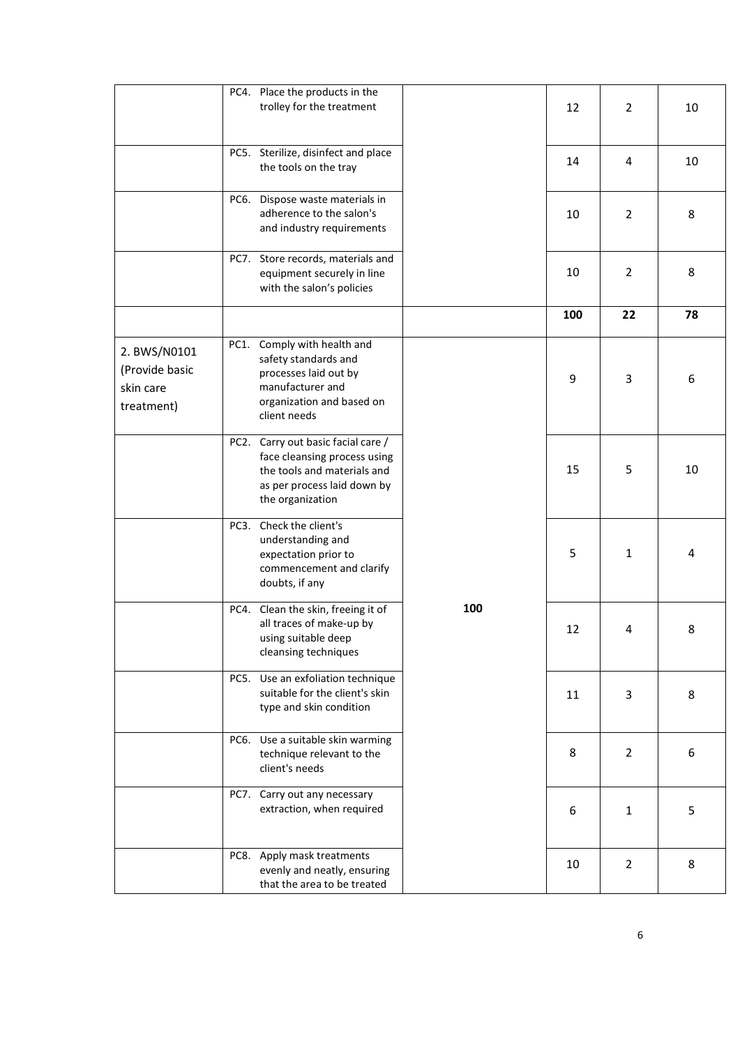| | | | | | |
|---|---|---|---|---|---|
| | PC4. Place the products in the trolley for the treatment | | 12 | 2 | 10 |
| | PC5. Sterilize, disinfect and place the tools on the tray | | 14 | 4 | 10 |
| | PC6. Dispose waste materials in adherence to the salon's and industry requirements | | 10 | 2 | 8 |
| | PC7. Store records, materials and equipment securely in line with the salon's policies | | 10 | 2 | 8 |
| | | | **100** | **22** | **78** |
| 2. BWS/N0101 (Provide basic skin care treatment) | PC1. Comply with health and safety standards and processes laid out by manufacturer and organization and based on client needs | 100 | 9 | 3 | 6 |
| | PC2. Carry out basic facial care / face cleansing process using the tools and materials and as per process laid down by the organization | | 15 | 5 | 10 |
| | PC3. Check the client's understanding and expectation prior to commencement and clarify doubts, if any | | 5 | 1 | 4 |
| | PC4. Clean the skin, freeing it of all traces of make-up by using suitable deep cleansing techniques | | 12 | 4 | 8 |
| | PC5. Use an exfoliation technique suitable for the client's skin type and skin condition | | 11 | 3 | 8 |
| | PC6. Use a suitable skin warming technique relevant to the client's needs | | 8 | 2 | 6 |
| | PC7. Carry out any necessary extraction, when required | | 6 | 1 | 5 |
| | PC8. Apply mask treatments evenly and neatly, ensuring that the area to be treated | | 10 | 2 | 8 |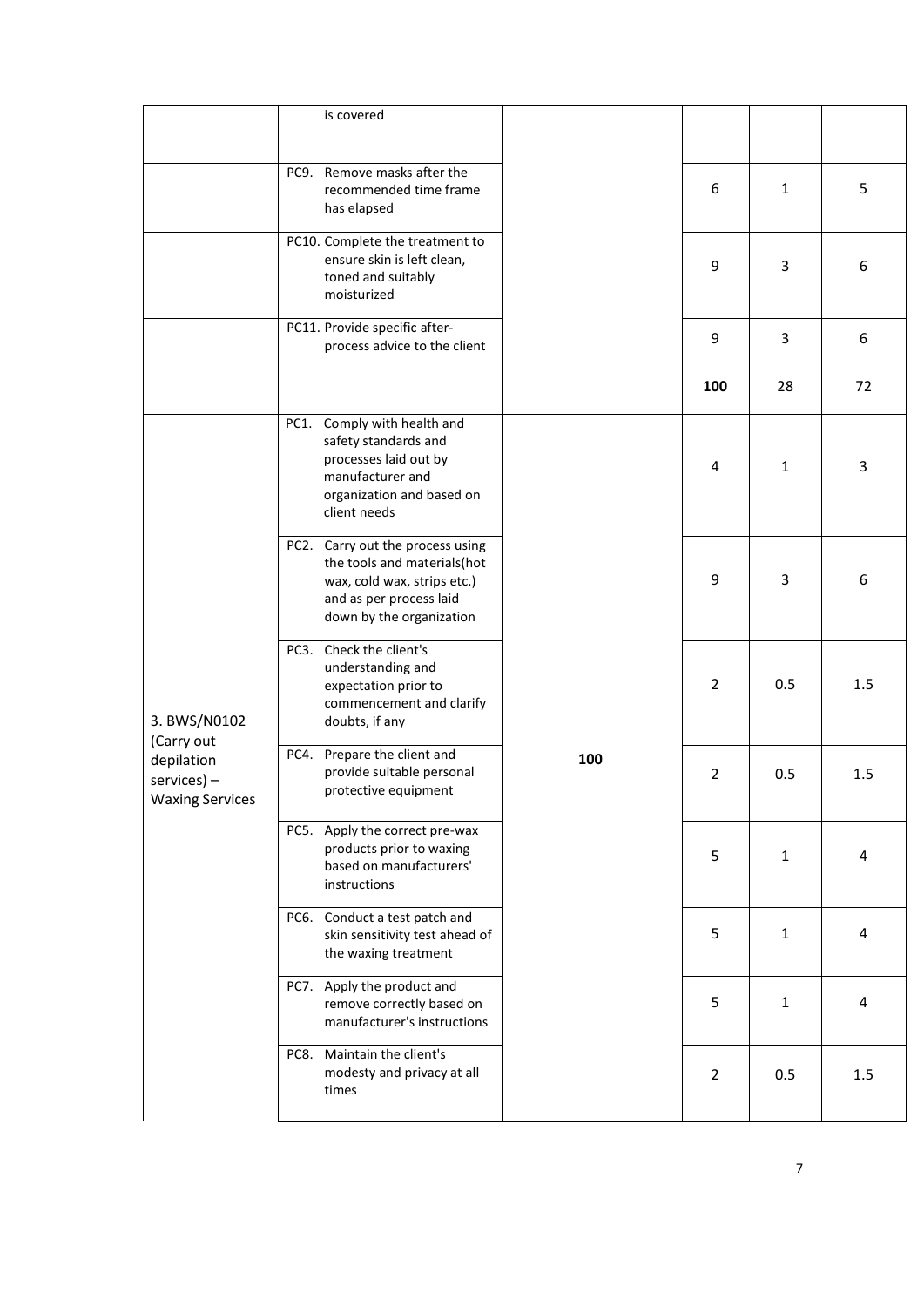| | | | | | |
|---|---|---|---|---|---|
| | is covered | | | | |
| | PC9. Remove masks after the recommended time frame has elapsed | | 6 | 1 | 5 |
| | PC10. Complete the treatment to ensure skin is left clean, toned and suitably moisturized | | 9 | 3 | 6 |
| | PC11. Provide specific after-process advice to the client | | 9 | 3 | 6 |
| | | | **100** | 28 | 72 |
| 3. BWS/N0102 (Carry out depilation services) – Waxing Services | PC1. Comply with health and safety standards and processes laid out by manufacturer and organization and based on client needs | **100** | 4 | 1 | 3 |
| | PC2. Carry out the process using the tools and materials(hot wax, cold wax, strips etc.) and as per process laid down by the organization | | 9 | 3 | 6 |
| | PC3. Check the client's understanding and expectation prior to commencement and clarify doubts, if any | | 2 | 0.5 | 1.5 |
| | PC4. Prepare the client and provide suitable personal protective equipment | | 2 | 0.5 | 1.5 |
| | PC5. Apply the correct pre-wax products prior to waxing based on manufacturers' instructions | | 5 | 1 | 4 |
| | PC6. Conduct a test patch and skin sensitivity test ahead of the waxing treatment | | 5 | 1 | 4 |
| | PC7. Apply the product and remove correctly based on manufacturer's instructions | | 5 | 1 | 4 |
| | PC8. Maintain the client's modesty and privacy at all times | | 2 | 0.5 | 1.5 |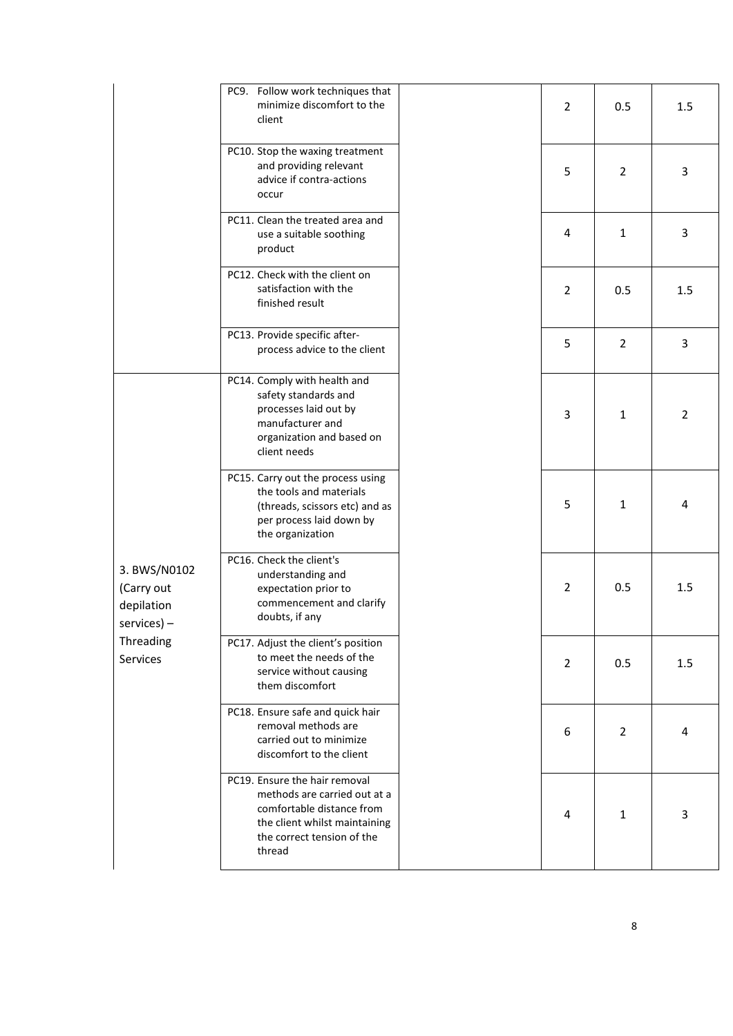| | | | | | |
|---|---|---|---|---|---|
| | PC9. Follow work techniques that minimize discomfort to the client | | 2 | 0.5 | 1.5 |
| | PC10. Stop the waxing treatment and providing relevant advice if contra-actions occur | | 5 | 2 | 3 |
| | PC11. Clean the treated area and use a suitable soothing product | | 4 | 1 | 3 |
| | PC12. Check with the client on satisfaction with the finished result | | 2 | 0.5 | 1.5 |
| | PC13. Provide specific after-process advice to the client | | 5 | 2 | 3 |
| 3. BWS/N0102 (Carry out depilation services) – Threading Services | PC14. Comply with health and safety standards and processes laid out by manufacturer and organization and based on client needs | | 3 | 1 | 2 |
| | PC15. Carry out the process using the tools and materials (threads, scissors etc) and as per process laid down by the organization | | 5 | 1 | 4 |
| | PC16. Check the client's understanding and expectation prior to commencement and clarify doubts, if any | | 2 | 0.5 | 1.5 |
| | PC17. Adjust the client's position to meet the needs of the service without causing them discomfort | | 2 | 0.5 | 1.5 |
| | PC18. Ensure safe and quick hair removal methods are carried out to minimize discomfort to the client | | 6 | 2 | 4 |
| | PC19. Ensure the hair removal methods are carried out at a comfortable distance from the client whilst maintaining the correct tension of the thread | | 4 | 1 | 3 |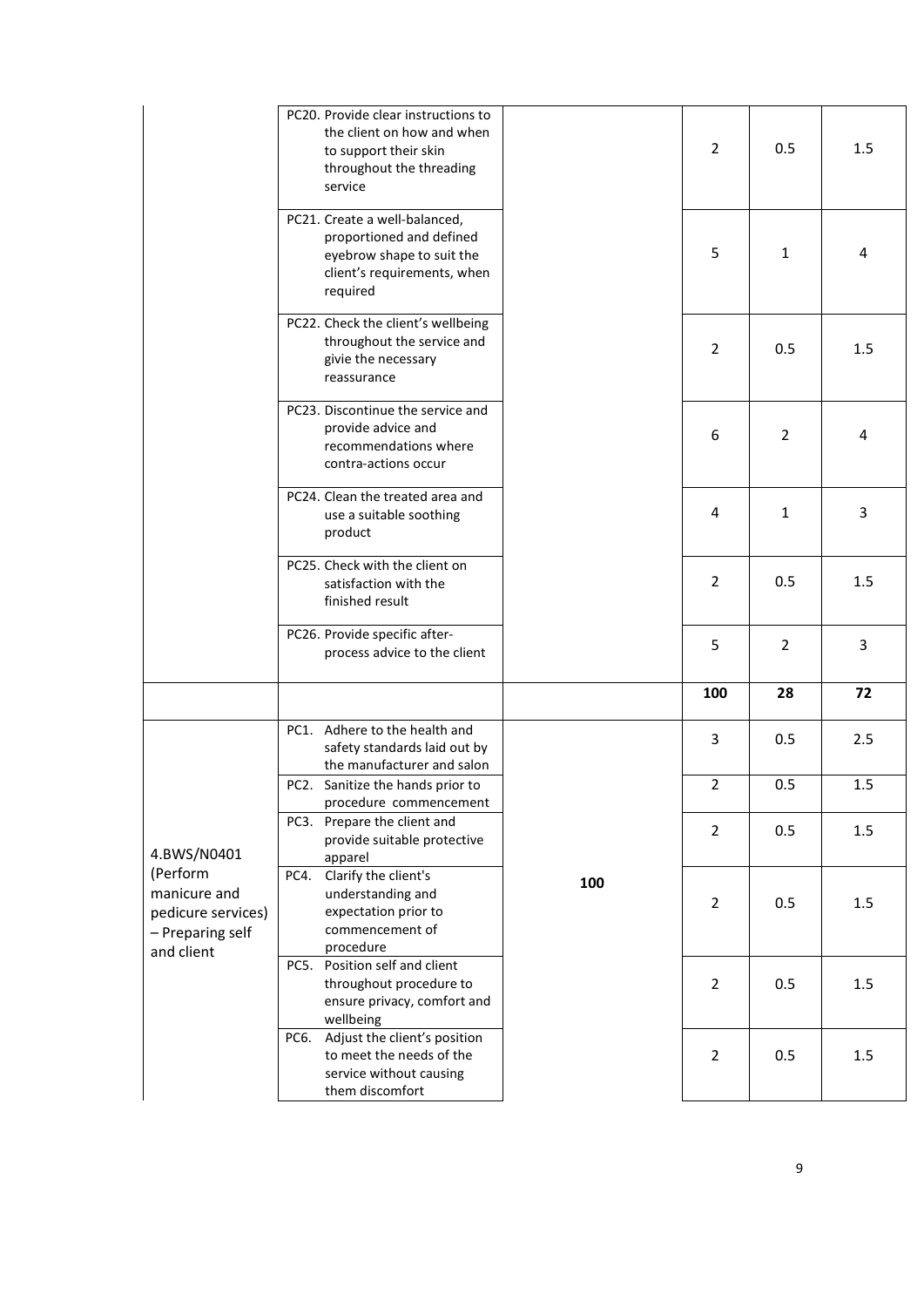| | | | | | |
|---|---|---|---|---|---|
| | PC20. Provide clear instructions to the client on how and when to support their skin throughout the threading service | | 2 | 0.5 | 1.5 |
| | PC21. Create a well-balanced, proportioned and defined eyebrow shape to suit the client's requirements, when required | | 5 | 1 | 4 |
| | PC22. Check the client's wellbeing throughout the service and givie the necessary reassurance | | 2 | 0.5 | 1.5 |
| | PC23. Discontinue the service and provide advice and recommendations where contra-actions occur | | 6 | 2 | 4 |
| | PC24. Clean the treated area and use a suitable soothing product | | 4 | 1 | 3 |
| | PC25. Check with the client on satisfaction with the finished result | | 2 | 0.5 | 1.5 |
| | PC26. Provide specific after-process advice to the client | | 5 | 2 | 3 |
| | | | **100** | **28** | **72** |
| 4.BWS/N0401 (Perform manicure and pedicure services) – Preparing self and client | PC1. Adhere to the health and safety standards laid out by the manufacturer and salon | **100** | 3 | 0.5 | 2.5 |
| | PC2. Sanitize the hands prior to procedure commencement | | 2 | 0.5 | 1.5 |
| | PC3. Prepare the client and provide suitable protective apparel | | 2 | 0.5 | 1.5 |
| | PC4. Clarify the client's understanding and expectation prior to commencement of procedure | | 2 | 0.5 | 1.5 |
| | PC5. Position self and client throughout procedure to ensure privacy, comfort and wellbeing | | 2 | 0.5 | 1.5 |
| | PC6. Adjust the client's position to meet the needs of the service without causing them discomfort | | 2 | 0.5 | 1.5 |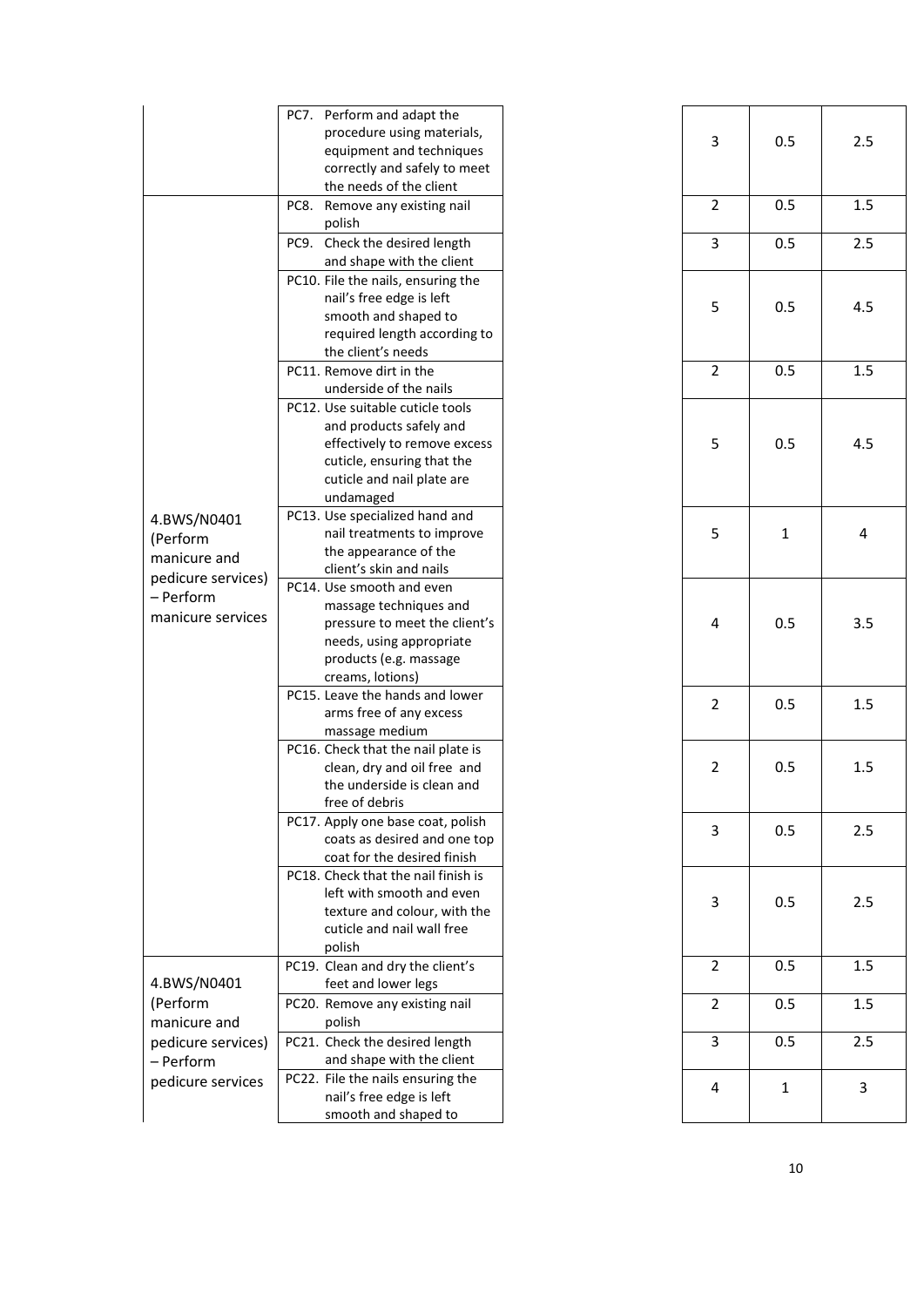| | | | | |
|---|---|---|---|---|
| | PC7. Perform and adapt the procedure using materials, equipment and techniques correctly and safely to meet the needs of the client | 3 | 0.5 | 2.5 |
| 4.BWS/N0401 (Perform manicure and pedicure services) – Perform manicure services | PC8. Remove any existing nail polish | 2 | 0.5 | 1.5 |
| | PC9. Check the desired length and shape with the client | 3 | 0.5 | 2.5 |
| | PC10. File the nails, ensuring the nail's free edge is left smooth and shaped to required length according to the client's needs | 5 | 0.5 | 4.5 |
| | PC11. Remove dirt in the underside of the nails | 2 | 0.5 | 1.5 |
| | PC12. Use suitable cuticle tools and products safely and effectively to remove excess cuticle, ensuring that the cuticle and nail plate are undamaged | 5 | 0.5 | 4.5 |
| | PC13. Use specialized hand and nail treatments to improve the appearance of the client's skin and nails | 5 | 1 | 4 |
| | PC14. Use smooth and even massage techniques and pressure to meet the client's needs, using appropriate products (e.g. massage creams, lotions) | 4 | 0.5 | 3.5 |
| | PC15. Leave the hands and lower arms free of any excess massage medium | 2 | 0.5 | 1.5 |
| | PC16. Check that the nail plate is clean, dry and oil free and the underside is clean and free of debris | 2 | 0.5 | 1.5 |
| | PC17. Apply one base coat, polish coats as desired and one top coat for the desired finish | 3 | 0.5 | 2.5 |
| | PC18. Check that the nail finish is left with smooth and even texture and colour, with the cuticle and nail wall free polish | 3 | 0.5 | 2.5 |
| 4.BWS/N0401 (Perform manicure and pedicure services) – Perform pedicure services | PC19. Clean and dry the client's feet and lower legs | 2 | 0.5 | 1.5 |
| | PC20. Remove any existing nail polish | 2 | 0.5 | 1.5 |
| | PC21. Check the desired length and shape with the client | 3 | 0.5 | 2.5 |
| | PC22. File the nails ensuring the nail's free edge is left smooth and shaped to | 4 | 1 | 3 |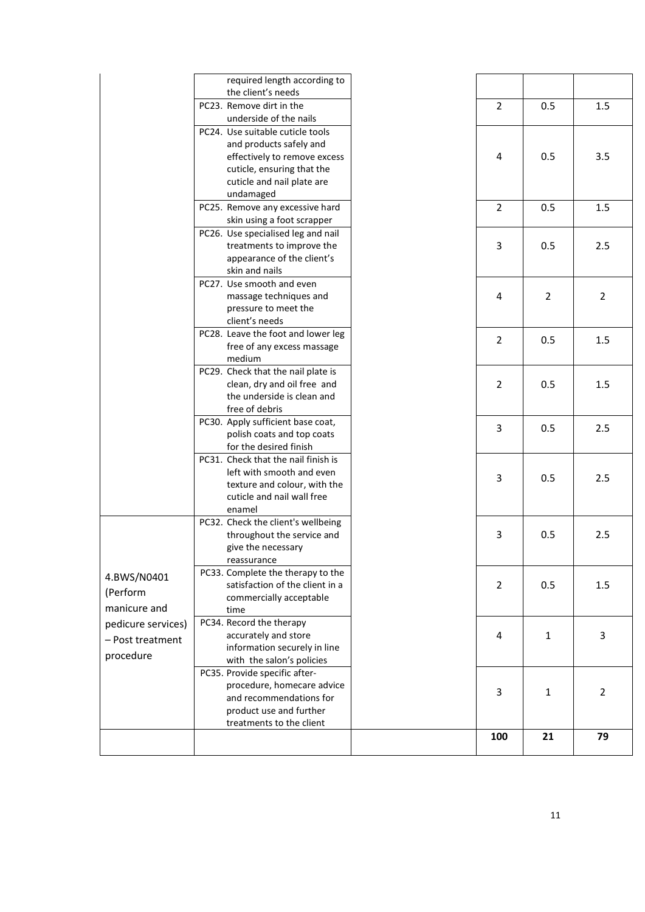| | | | | | |
|---|---|---|---|---|---|
| | required length according to the client's needs | | | | |
| | PC23. Remove dirt in the underside of the nails | | 2 | 0.5 | 1.5 |
| | PC24. Use suitable cuticle tools and products safely and effectively to remove excess cuticle, ensuring that the cuticle and nail plate are undamaged | | 4 | 0.5 | 3.5 |
| | PC25. Remove any excessive hard skin using a foot scrapper | | 2 | 0.5 | 1.5 |
| | PC26. Use specialised leg and nail treatments to improve the appearance of the client's skin and nails | | 3 | 0.5 | 2.5 |
| | PC27. Use smooth and even massage techniques and pressure to meet the client's needs | | 4 | 2 | 2 |
| | PC28. Leave the foot and lower leg free of any excess massage medium | | 2 | 0.5 | 1.5 |
| | PC29. Check that the nail plate is clean, dry and oil free and the underside is clean and free of debris | | 2 | 0.5 | 1.5 |
| | PC30. Apply sufficient base coat, polish coats and top coats for the desired finish | | 3 | 0.5 | 2.5 |
| | PC31. Check that the nail finish is left with smooth and even texture and colour, with the cuticle and nail wall free enamel | | 3 | 0.5 | 2.5 |
| 4.BWS/N0401 (Perform manicure and pedicure services) – Post treatment procedure | PC32. Check the client's wellbeing throughout the service and give the necessary reassurance | | 3 | 0.5 | 2.5 |
| | PC33. Complete the therapy to the satisfaction of the client in a commercially acceptable time | | 2 | 0.5 | 1.5 |
| | PC34. Record the therapy accurately and store information securely in line with the salon's policies | | 4 | 1 | 3 |
| | PC35. Provide specific after-procedure, homecare advice and recommendations for product use and further treatments to the client | | 3 | 1 | 2 |
| | | | **100** | **21** | **79** |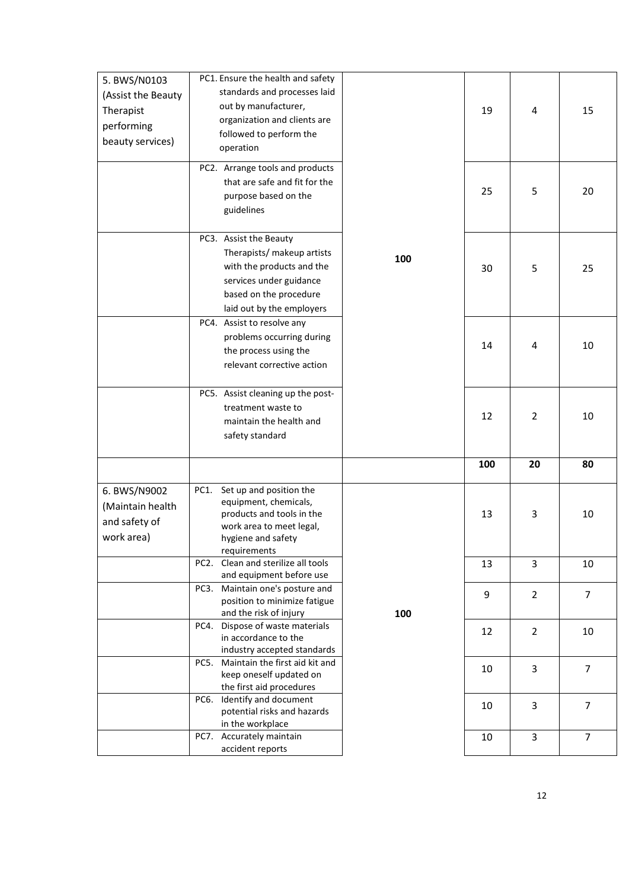| | | | | | |
|---|---|---|---|---|---|
| 5. BWS/N0103 (Assist the Beauty Therapist performing beauty services) | PC1. Ensure the health and safety standards and processes laid out by manufacturer, organization and clients are followed to perform the operation | 100 | 19 | 4 | 15 |
| | PC2. Arrange tools and products that are safe and fit for the purpose based on the guidelines | | 25 | 5 | 20 |
| | PC3. Assist the Beauty Therapists/ makeup artists with the products and the services under guidance based on the procedure laid out by the employers | | 30 | 5 | 25 |
| | PC4. Assist to resolve any problems occurring during the process using the relevant corrective action | | 14 | 4 | 10 |
| | PC5. Assist cleaning up the post-treatment waste to maintain the health and safety standard | | 12 | 2 | 10 |
| | | | **100** | **20** | **80** |
| 6. BWS/N9002 (Maintain health and safety of work area) | PC1. Set up and position the equipment, chemicals, products and tools in the work area to meet legal, hygiene and safety requirements | 100 | 13 | 3 | 10 |
| | PC2. Clean and sterilize all tools and equipment before use | | 13 | 3 | 10 |
| | PC3. Maintain one's posture and position to minimize fatigue and the risk of injury | | 9 | 2 | 7 |
| | PC4. Dispose of waste materials in accordance to the industry accepted standards | | 12 | 2 | 10 |
| | PC5. Maintain the first aid kit and keep oneself updated on the first aid procedures | | 10 | 3 | 7 |
| | PC6. Identify and document potential risks and hazards in the workplace | | 10 | 3 | 7 |
| | PC7. Accurately maintain accident reports | | 10 | 3 | 7 |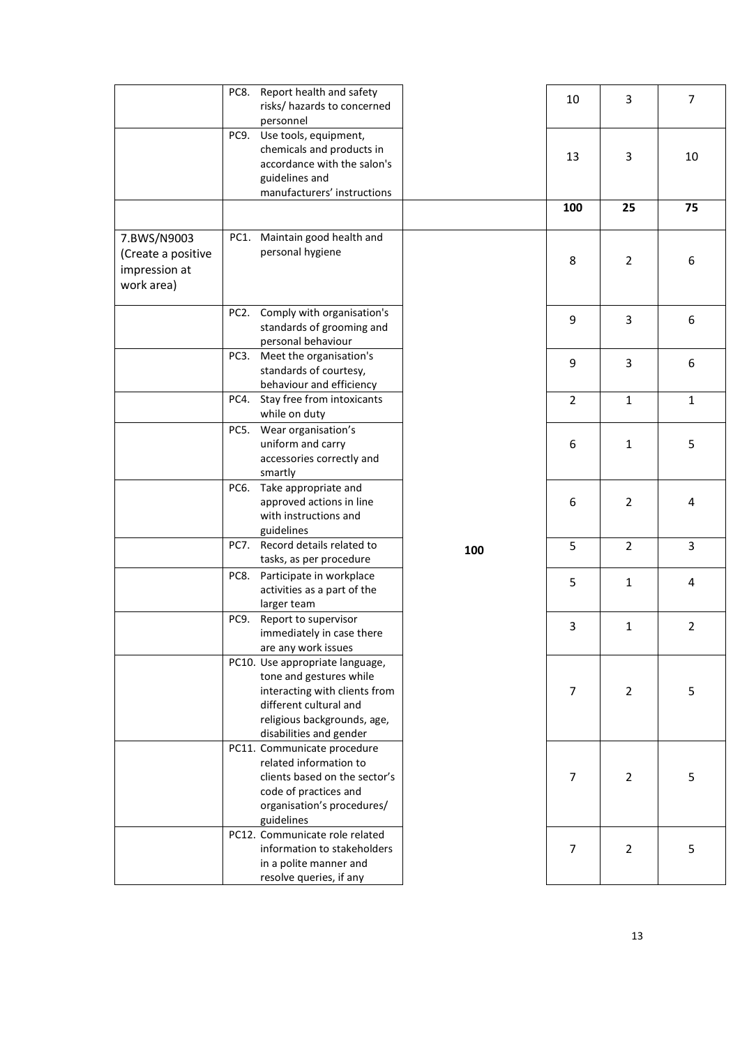| | | | | | |
|---|---|---|---|---|---|
| | PC8. Report health and safety risks/ hazards to concerned personnel | | 10 | 3 | 7 |
| | PC9. Use tools, equipment, chemicals and products in accordance with the salon's guidelines and manufacturers' instructions | | 13 | 3 | 10 |
| | | | **100** | **25** | **75** |
| 7.BWS/N9003 (Create a positive impression at work area) | PC1. Maintain good health and personal hygiene | 100 | 8 | 2 | 6 |
| | PC2. Comply with organisation's standards of grooming and personal behaviour | | 9 | 3 | 6 |
| | PC3. Meet the organisation's standards of courtesy, behaviour and efficiency | | 9 | 3 | 6 |
| | PC4. Stay free from intoxicants while on duty | | 2 | 1 | 1 |
| | PC5. Wear organisation's uniform and carry accessories correctly and smartly | | 6 | 1 | 5 |
| | PC6. Take appropriate and approved actions in line with instructions and guidelines | | 6 | 2 | 4 |
| | PC7. Record details related to tasks, as per procedure | | 5 | 2 | 3 |
| | PC8. Participate in workplace activities as a part of the larger team | | 5 | 1 | 4 |
| | PC9. Report to supervisor immediately in case there are any work issues | | 3 | 1 | 2 |
| | PC10. Use appropriate language, tone and gestures while interacting with clients from different cultural and religious backgrounds, age, disabilities and gender | | 7 | 2 | 5 |
| | PC11. Communicate procedure related information to clients based on the sector's code of practices and organisation's procedures/ guidelines | | 7 | 2 | 5 |
| | PC12. Communicate role related information to stakeholders in a polite manner and resolve queries, if any | | 7 | 2 | 5 |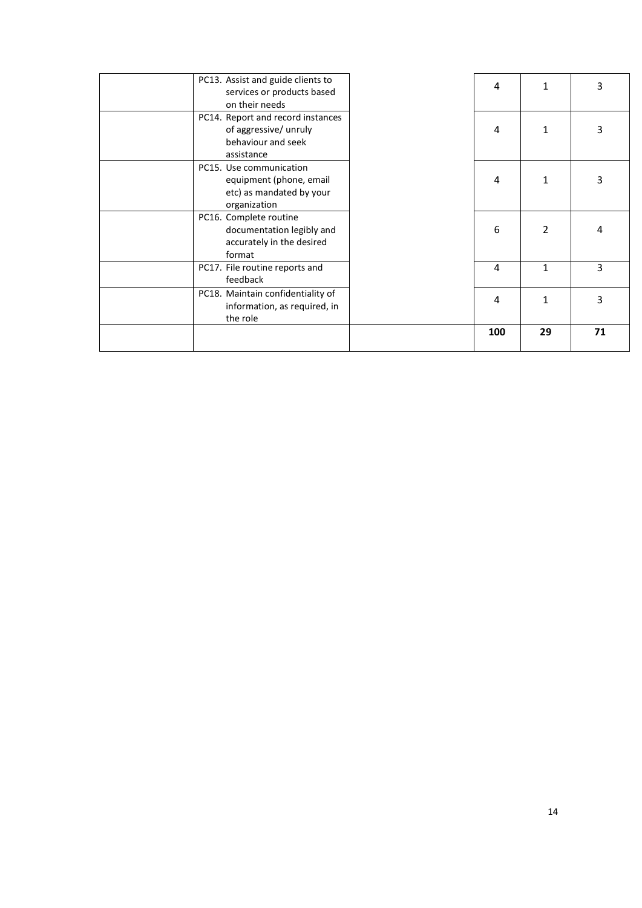| | | | | | |
|---|---|---|---|---|---|
| | PC13. Assist and guide clients to services or products based on their needs | | 4 | 1 | 3 |
| | PC14. Report and record instances of aggressive/ unruly behaviour and seek assistance | | 4 | 1 | 3 |
| | PC15. Use communication equipment (phone, email etc) as mandated by your organization | | 4 | 1 | 3 |
| | PC16. Complete routine documentation legibly and accurately in the desired format | | 6 | 2 | 4 |
| | PC17. File routine reports and feedback | | 4 | 1 | 3 |
| | PC18. Maintain confidentiality of information, as required, in the role | | 4 | 1 | 3 |
| | | | **100** | **29** | **71** |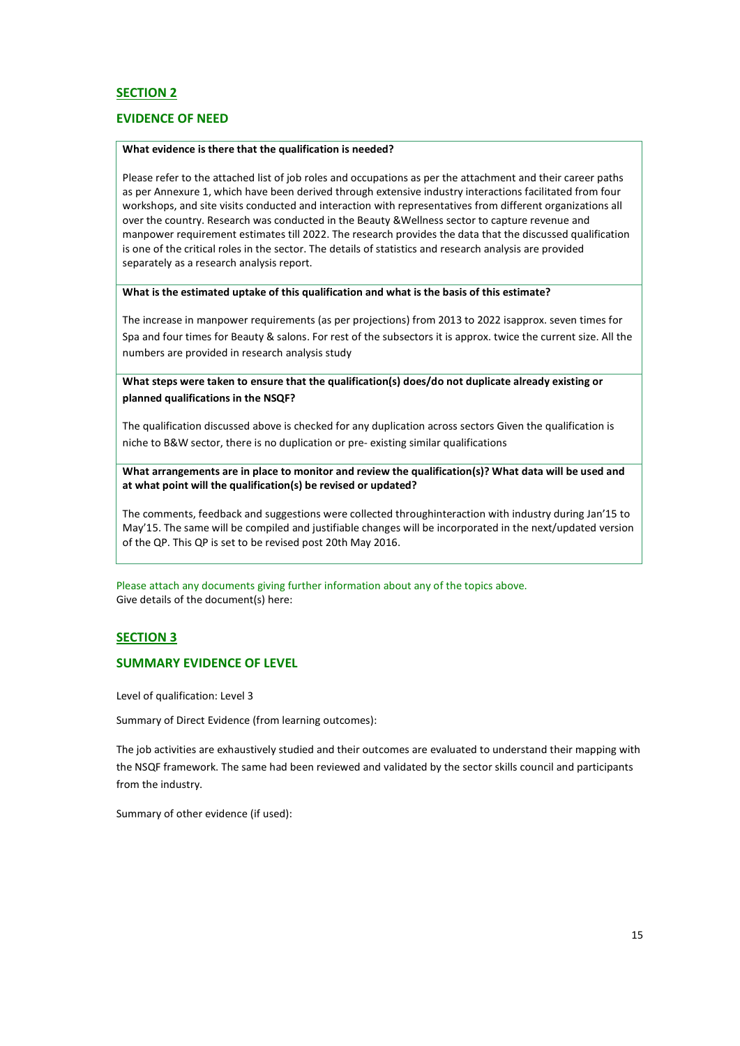## SECTION 2

### EVIDENCE OF NEED

**What evidence is there that the qualification is needed?**

Please refer to the attached list of job roles and occupations as per the attachment and their career paths as per Annexure 1, which have been derived through extensive industry interactions facilitated from four workshops, and site visits conducted and interaction with representatives from different organizations all over the country. Research was conducted in the Beauty &Wellness sector to capture revenue and manpower requirement estimates till 2022. The research provides the data that the discussed qualification is one of the critical roles in the sector. The details of statistics and research analysis are provided separately as a research analysis report.

**What is the estimated uptake of this qualification and what is the basis of this estimate?**

The increase in manpower requirements (as per projections) from 2013 to 2022 isapprox. seven times for Spa and four times for Beauty & salons. For rest of the subsectors it is approx. twice the current size. All the numbers are provided in research analysis study

**What steps were taken to ensure that the qualification(s) does/do not duplicate already existing or planned qualifications in the NSQF?**

The qualification discussed above is checked for any duplication across sectors Given the qualification is niche to B&W sector, there is no duplication or pre- existing similar qualifications

**What arrangements are in place to monitor and review the qualification(s)? What data will be used and at what point will the qualification(s) be revised or updated?**

The comments, feedback and suggestions were collected throughinteraction with industry during Jan'15 to May'15. The same will be compiled and justifiable changes will be incorporated in the next/updated version of the QP. This QP is set to be revised post 20th May 2016.

Please attach any documents giving further information about any of the topics above.
Give details of the document(s) here:

## SECTION 3

### SUMMARY EVIDENCE OF LEVEL

Level of qualification: Level 3

Summary of Direct Evidence (from learning outcomes):

The job activities are exhaustively studied and their outcomes are evaluated to understand their mapping with the NSQF framework. The same had been reviewed and validated by the sector skills council and participants from the industry.

Summary of other evidence (if used):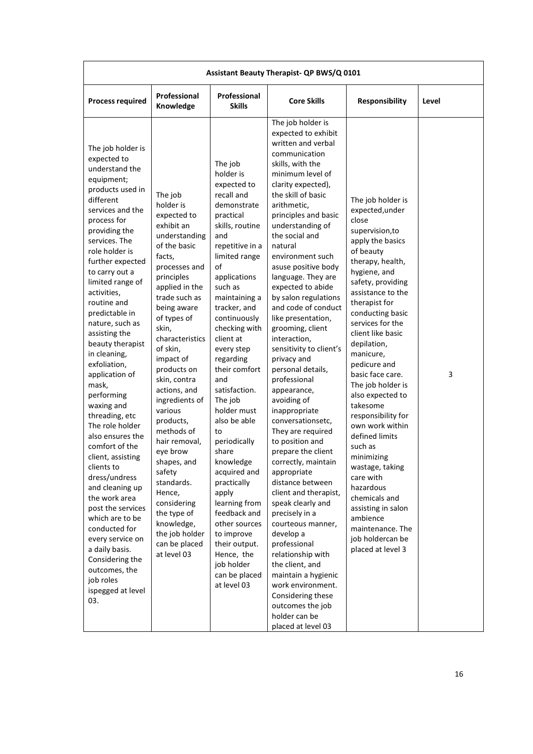| Assistant Beauty Therapist- QP BWS/Q 0101 | | | | | |
|---|---|---|---|---|---|
| **Process required** | **Professional Knowledge** | **Professional Skills** | **Core Skills** | **Responsibility** | **Level** |
| The job holder is expected to understand the equipment; products used in different services and the process for providing the services. The role holder is further expected to carry out a limited range of activities, routine and predictable in nature, such as assisting the beauty therapist in cleaning, exfoliation, application of mask, performing waxing and threading, etc The role holder also ensures the comfort of the client, assisting clients to dress/undress and cleaning up the work area post the services which are to be conducted for every service on a daily basis. Considering the outcomes, the job roles ispegged at level 03. | The job holder is expected to exhibit an understanding of the basic facts, processes and principles applied in the trade such as being aware of types of skin, characteristics of skin, impact of products on skin, contra actions, and ingredients of various products, methods of hair removal, eye brow shapes, and safety standards. Hence, considering the type of knowledge, the job holder can be placed at level 03 | The job holder is expected to recall and demonstrate practical skills, routine and repetitive in a limited range of applications such as maintaining a tracker, and continuously checking with client at every step regarding their comfort and satisfaction. The job holder must also be able to periodically share knowledge acquired and practically apply learning from feedback and other sources to improve their output. Hence, the job holder can be placed at level 03 | The job holder is expected to exhibit written and verbal communication skills, with the minimum level of clarity expected), the skill of basic arithmetic, principles and basic understanding of the social and natural environment such asuse positive body language. They are expected to abide by salon regulations and code of conduct like presentation, grooming, client interaction, sensitivity to client's privacy and personal details, professional appearance, avoiding of inappropriate conversationsetc, They are required to position and prepare the client correctly, maintain appropriate distance between client and therapist, speak clearly and precisely in a courteous manner, develop a professional relationship with the client, and maintain a hygienic work environment. Considering these outcomes the job holder can be placed at level 03 | The job holder is expected,under close supervision,to apply the basics of beauty therapy, health, hygiene, and safety, providing assistance to the therapist for conducting basic services for the client like basic depilation, manicure, pedicure and basic face care. The job holder is also expected to takesome responsibility for own work within defined limits such as minimizing wastage, taking care with hazardous chemicals and assisting in salon ambience maintenance. The job holdercan be placed at level 3 | 3 |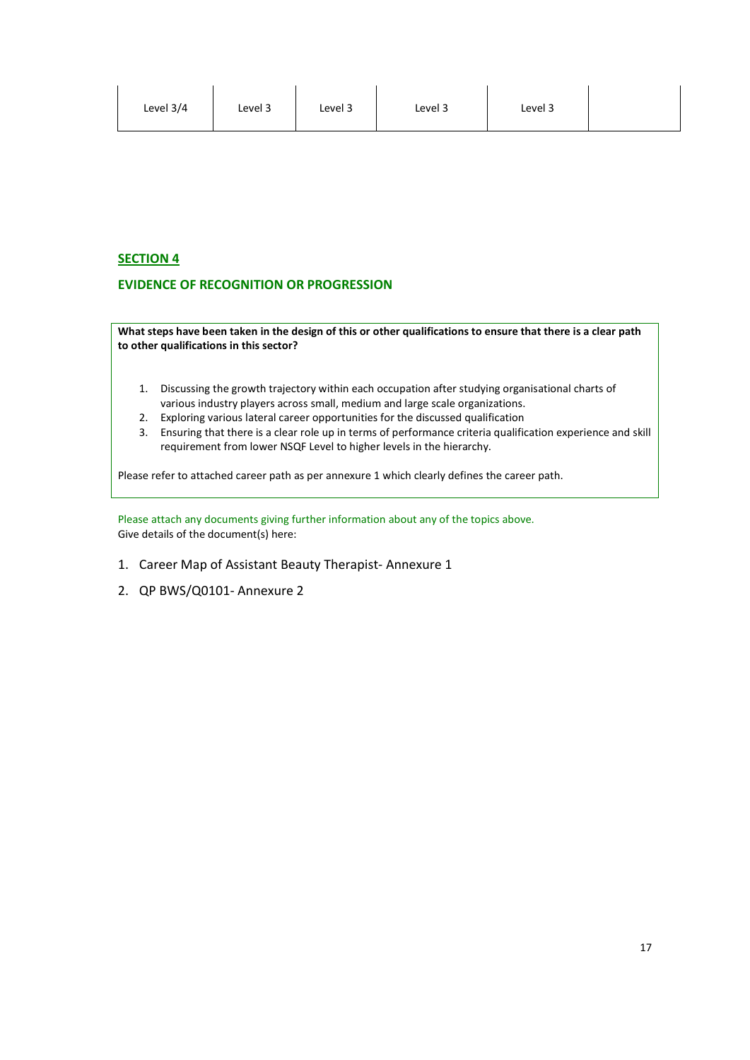| Level 3/4 | Level 3 | Level 3 | Level 3 | Level 3 | |
|---|---|---|---|---|---|

## SECTION 4

### EVIDENCE OF RECOGNITION OR PROGRESSION

**What steps have been taken in the design of this or other qualifications to ensure that there is a clear path to other qualifications in this sector?**

1. Discussing the growth trajectory within each occupation after studying organisational charts of various industry players across small, medium and large scale organizations.
2. Exploring various lateral career opportunities for the discussed qualification
3. Ensuring that there is a clear role up in terms of performance criteria qualification experience and skill requirement from lower NSQF Level to higher levels in the hierarchy.

Please refer to attached career path as per annexure 1 which clearly defines the career path.

Please attach any documents giving further information about any of the topics above.
Give details of the document(s) here:

1. Career Map of Assistant Beauty Therapist- Annexure 1
2. QP BWS/Q0101- Annexure 2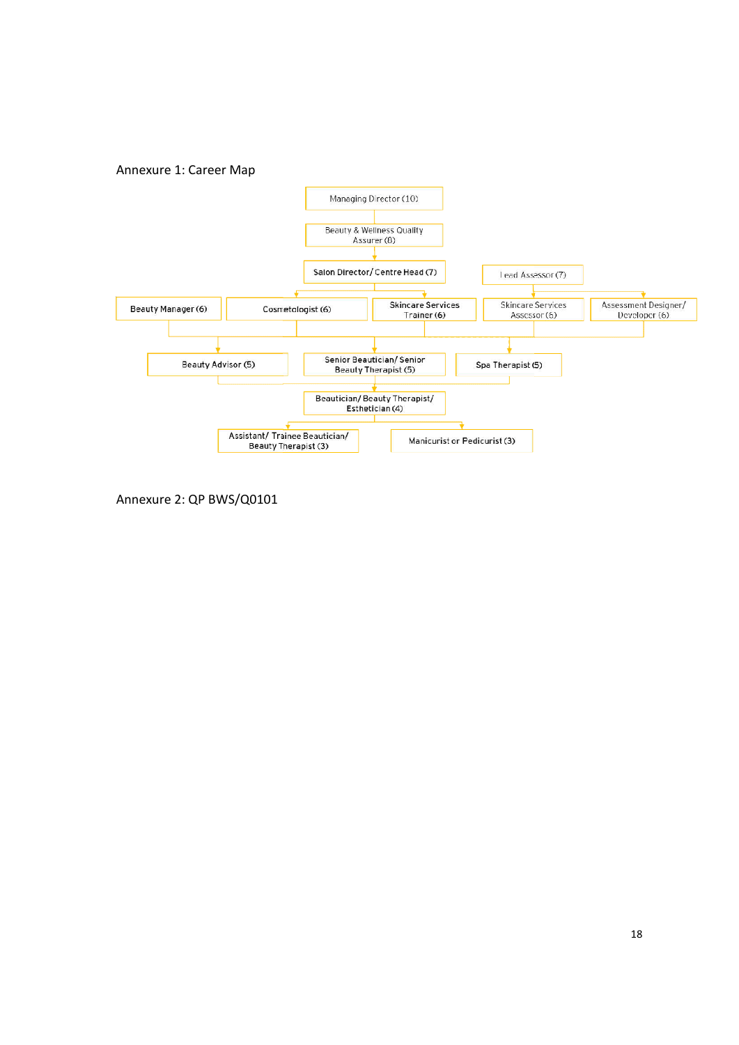Annexure 1: Career Map

Managing Director (10)

Beauty & Wellness Quality Assurer (8)

Salon Director/ Centre Head (7)

Lead Assessor (7)

Beauty Manager (6)

Cosmetologist (6)

Skincare Services Trainer (6)

Skincare Services Assessor (6)

Assessment Designer/ Developer (6)

Beauty Advisor (5)

Senior Beautician/ Senior Beauty Therapist (5)

Spa Therapist (5)

Beautician/ Beauty Therapist/ Esthetician (4)

Assistant/ Trainee Beautician/ Beauty Therapist (3)

Manicurist or Pedicurist (3)

Annexure 2: QP BWS/Q0101